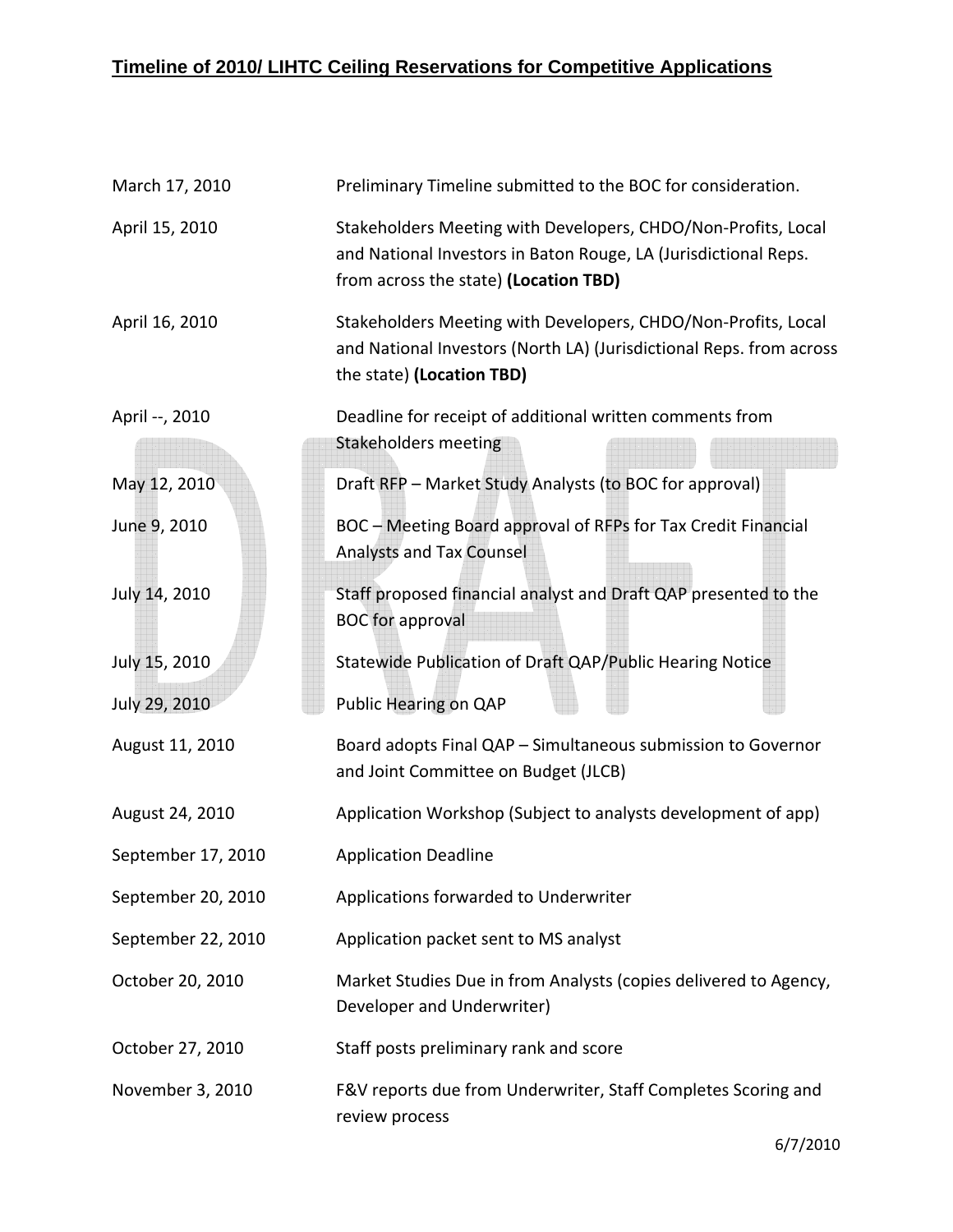**Timeline of 2010/ LIHTC Ceiling Reservations for Competitive Applications**

| | |
|---|---|
| March 17, 2010 | Preliminary Timeline submitted to the BOC for consideration. |
| April 15, 2010 | Stakeholders Meeting with Developers, CHDO/Non-Profits, Local and National Investors in Baton Rouge, LA (Jurisdictional Reps. from across the state) **(Location TBD)** |
| April 16, 2010 | Stakeholders Meeting with Developers, CHDO/Non-Profits, Local and National Investors (North LA) (Jurisdictional Reps. from across the state) **(Location TBD)** |
| April --, 2010 | Deadline for receipt of additional written comments from Stakeholders meeting |
| May 12, 2010 | Draft RFP – Market Study Analysts (to BOC for approval) |
| June 9, 2010 | BOC – Meeting Board approval of RFPs for Tax Credit Financial Analysts and Tax Counsel |
| July 14, 2010 | Staff proposed financial analyst and Draft QAP presented to the BOC for approval |
| July 15, 2010 | Statewide Publication of Draft QAP/Public Hearing Notice |
| July 29, 2010 | Public Hearing on QAP |
| August 11, 2010 | Board adopts Final QAP – Simultaneous submission to Governor and Joint Committee on Budget (JLCB) |
| August 24, 2010 | Application Workshop (Subject to analysts development of app) |
| September 17, 2010 | Application Deadline |
| September 20, 2010 | Applications forwarded to Underwriter |
| September 22, 2010 | Application packet sent to MS analyst |
| October 20, 2010 | Market Studies Due in from Analysts (copies delivered to Agency, Developer and Underwriter) |
| October 27, 2010 | Staff posts preliminary rank and score |
| November 3, 2010 | F&V reports due from Underwriter, Staff Completes Scoring and review process |

6/7/2010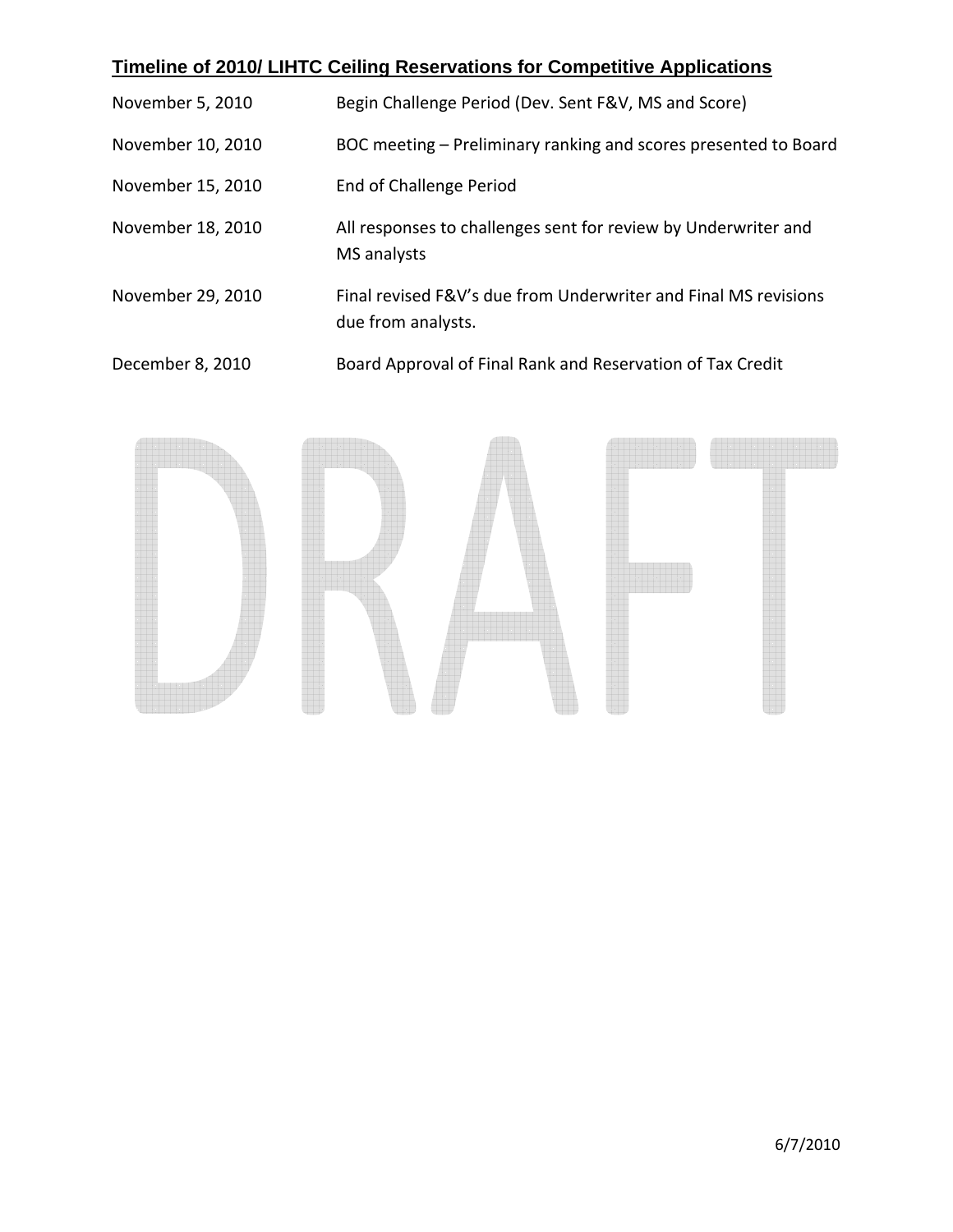## Timeline of 2010/ LIHTC Ceiling Reservations for Competitive Applications

| | |
|---|---|
| November 5, 2010 | Begin Challenge Period (Dev. Sent F&V, MS and Score) |
| November 10, 2010 | BOC meeting – Preliminary ranking and scores presented to Board |
| November 15, 2010 | End of Challenge Period |
| November 18, 2010 | All responses to challenges sent for review by Underwriter and MS analysts |
| November 29, 2010 | Final revised F&V's due from Underwriter and Final MS revisions due from analysts. |
| December 8, 2010 | Board Approval of Final Rank and Reservation of Tax Credit |

DRAFT

6/7/2010